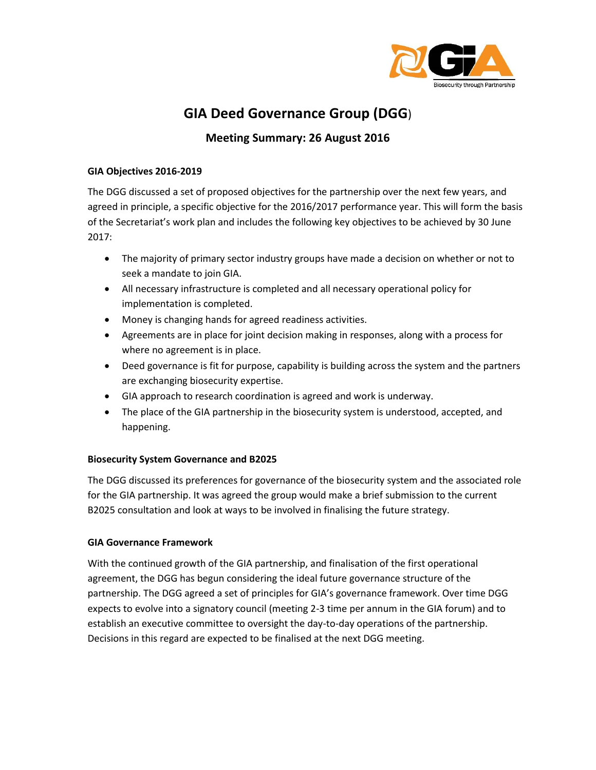# GIA Deed Governance Group (DGG)

## Meeting Summary: 26 August 2016

### GIA Objectives 2016-2019

The DGG discussed a set of proposed objectives for the partnership over the next few years, and agreed in principle, a specific objective for the 2016/2017 performance year. This will form the basis of the Secretariat's work plan and includes the following key objectives to be achieved by 30 June 2017:

- The majority of primary sector industry groups have made a decision on whether or not to seek a mandate to join GIA.
- All necessary infrastructure is completed and all necessary operational policy for implementation is completed.
- Money is changing hands for agreed readiness activities.
- Agreements are in place for joint decision making in responses, along with a process for where no agreement is in place.
- Deed governance is fit for purpose, capability is building across the system and the partners are exchanging biosecurity expertise.
- GIA approach to research coordination is agreed and work is underway.
- The place of the GIA partnership in the biosecurity system is understood, accepted, and happening.

### Biosecurity System Governance and B2025

The DGG discussed its preferences for governance of the biosecurity system and the associated role for the GIA partnership. It was agreed the group would make a brief submission to the current B2025 consultation and look at ways to be involved in finalising the future strategy.

### GIA Governance Framework

With the continued growth of the GIA partnership, and finalisation of the first operational agreement, the DGG has begun considering the ideal future governance structure of the partnership. The DGG agreed a set of principles for GIA's governance framework. Over time DGG expects to evolve into a signatory council (meeting 2-3 time per annum in the GIA forum) and to establish an executive committee to oversight the day-to-day operations of the partnership. Decisions in this regard are expected to be finalised at the next DGG meeting.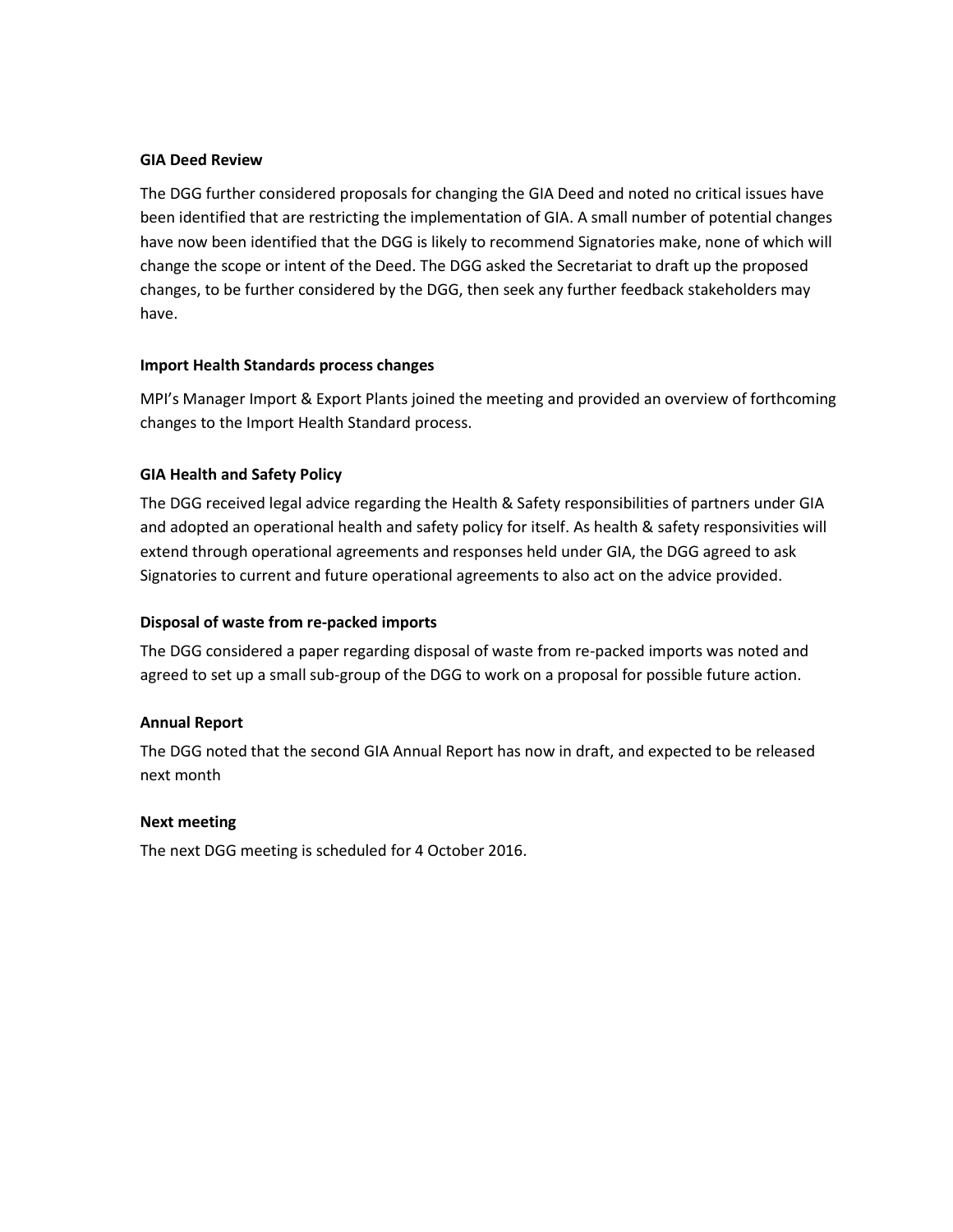**GIA Deed Review**

The DGG further considered proposals for changing the GIA Deed and noted no critical issues have been identified that are restricting the implementation of GIA. A small number of potential changes have now been identified that the DGG is likely to recommend Signatories make, none of which will change the scope or intent of the Deed. The DGG asked the Secretariat to draft up the proposed changes, to be further considered by the DGG, then seek any further feedback stakeholders may have.

**Import Health Standards process changes**

MPI's Manager Import & Export Plants joined the meeting and provided an overview of forthcoming changes to the Import Health Standard process.

**GIA Health and Safety Policy**

The DGG received legal advice regarding the Health & Safety responsibilities of partners under GIA and adopted an operational health and safety policy for itself. As health & safety responsivities will extend through operational agreements and responses held under GIA, the DGG agreed to ask Signatories to current and future operational agreements to also act on the advice provided.

**Disposal of waste from re-packed imports**

The DGG considered a paper regarding disposal of waste from re-packed imports was noted and agreed to set up a small sub-group of the DGG to work on a proposal for possible future action.

**Annual Report**

The DGG noted that the second GIA Annual Report has now in draft, and expected to be released next month

**Next meeting**

The next DGG meeting is scheduled for 4 October 2016.